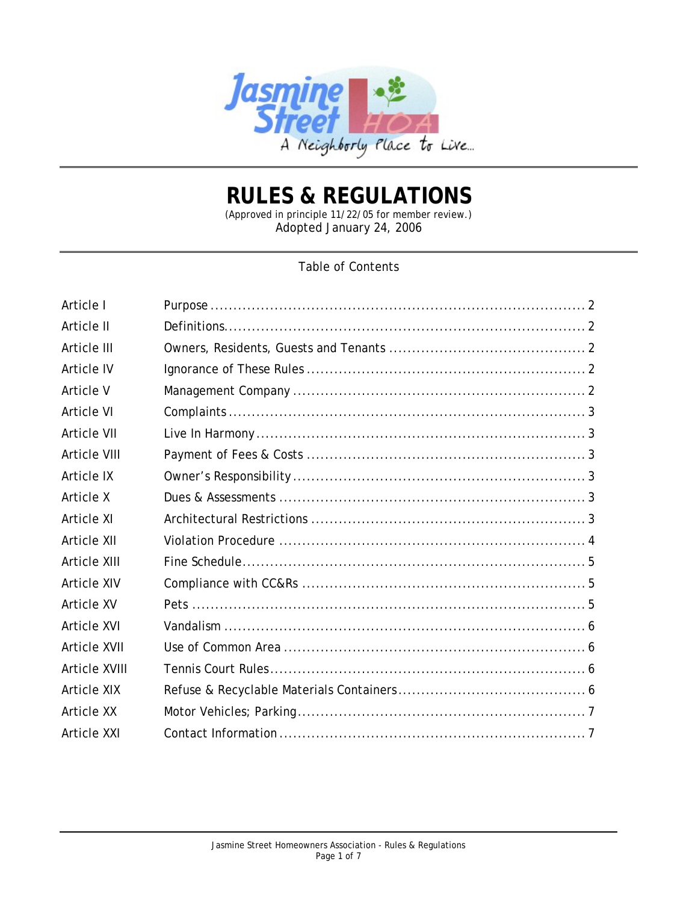# RULES & REGULATIONS

(Approved in principle 11/22/05 for member review.)

Adopted January 24, 2006

Table of Contents

| | | |
|---|---|---|
| Article I | Purpose | 2 |
| Article II | Definitions | 2 |
| Article III | Owners, Residents, Guests and Tenants | 2 |
| Article IV | Ignorance of These Rules | 2 |
| Article V | Management Company | 2 |
| Article VI | Complaints | 3 |
| Article VII | Live In Harmony | 3 |
| Article VIII | Payment of Fees & Costs | 3 |
| Article IX | Owner's Responsibility | 3 |
| Article X | Dues & Assessments | 3 |
| Article XI | Architectural Restrictions | 3 |
| Article XII | Violation Procedure | 4 |
| Article XIII | Fine Schedule | 5 |
| Article XIV | Compliance with CC&Rs | 5 |
| Article XV | Pets | 5 |
| Article XVI | Vandalism | 6 |
| Article XVII | Use of Common Area | 6 |
| Article XVIII | Tennis Court Rules | 6 |
| Article XIX | Refuse & Recyclable Materials Containers | 6 |
| Article XX | Motor Vehicles; Parking | 7 |
| Article XXI | Contact Information | 7 |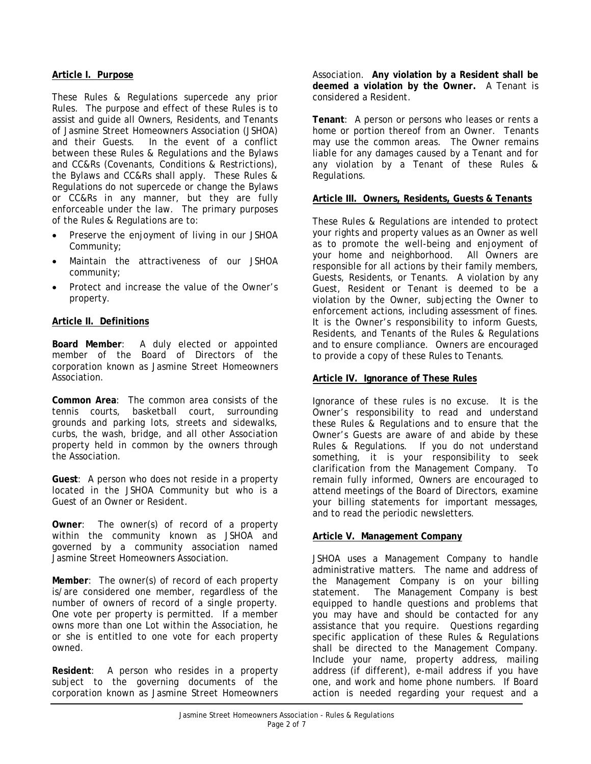**Article I. Purpose**

These Rules & Regulations supercede any prior Rules. The purpose and effect of these Rules is to assist and guide all Owners, Residents, and Tenants of Jasmine Street Homeowners Association (JSHOA) and their Guests. In the event of a conflict between these Rules & Regulations and the Bylaws and CC&Rs (Covenants, Conditions & Restrictions), the Bylaws and CC&Rs shall apply. These Rules & Regulations do not supercede or change the Bylaws or CC&Rs in any manner, but they are fully enforceable under the law. The primary purposes of the Rules & Regulations are to:

- Preserve the enjoyment of living in our JSHOA Community;
- Maintain the attractiveness of our JSHOA community;
- Protect and increase the value of the Owner's property.

**Article II. Definitions**

**Board Member**: A duly elected or appointed member of the Board of Directors of the corporation known as Jasmine Street Homeowners Association.

**Common Area**: The common area consists of the tennis courts, basketball court, surrounding grounds and parking lots, streets and sidewalks, curbs, the wash, bridge, and all other Association property held in common by the owners through the Association.

**Guest**: A person who does not reside in a property located in the JSHOA Community but who is a Guest of an Owner or Resident.

**Owner**: The owner(s) of record of a property within the community known as JSHOA and governed by a community association named Jasmine Street Homeowners Association.

**Member**: The owner(s) of record of each property is/are considered one member, regardless of the number of owners of record of a single property. One vote per property is permitted. If a member owns more than one Lot within the Association, he or she is entitled to one vote for each property owned.

**Resident**: A person who resides in a property subject to the governing documents of the corporation known as Jasmine Street Homeowners Association. **Any violation by a Resident shall be deemed a violation by the Owner.** A Tenant is considered a Resident.

**Tenant**: A person or persons who leases or rents a home or portion thereof from an Owner. Tenants may use the common areas. The Owner remains liable for any damages caused by a Tenant and for any violation by a Tenant of these Rules & Regulations.

**Article III. Owners, Residents, Guests & Tenants**

These Rules & Regulations are intended to protect your rights and property values as an Owner as well as to promote the well-being and enjoyment of your home and neighborhood. All Owners are responsible for all actions by their family members, Guests, Residents, or Tenants. A violation by any Guest, Resident or Tenant is deemed to be a violation by the Owner, subjecting the Owner to enforcement actions, including assessment of fines. It is the Owner's responsibility to inform Guests, Residents, and Tenants of the Rules & Regulations and to ensure compliance. Owners are encouraged to provide a copy of these Rules to Tenants.

**Article IV. Ignorance of These Rules**

Ignorance of these rules is no excuse. It is the Owner's responsibility to read and understand these Rules & Regulations and to ensure that the Owner's Guests are aware of and abide by these Rules & Regulations. If you do not understand something, it is your responsibility to seek clarification from the Management Company. To remain fully informed, Owners are encouraged to attend meetings of the Board of Directors, examine your billing statements for important messages, and to read the periodic newsletters.

**Article V. Management Company**

JSHOA uses a Management Company to handle administrative matters. The name and address of the Management Company is on your billing statement. The Management Company is best equipped to handle questions and problems that you may have and should be contacted for any assistance that you require. Questions regarding specific application of these Rules & Regulations shall be directed to the Management Company. Include your name, property address, mailing address (if different), e-mail address if you have one, and work and home phone numbers. If Board action is needed regarding your request and a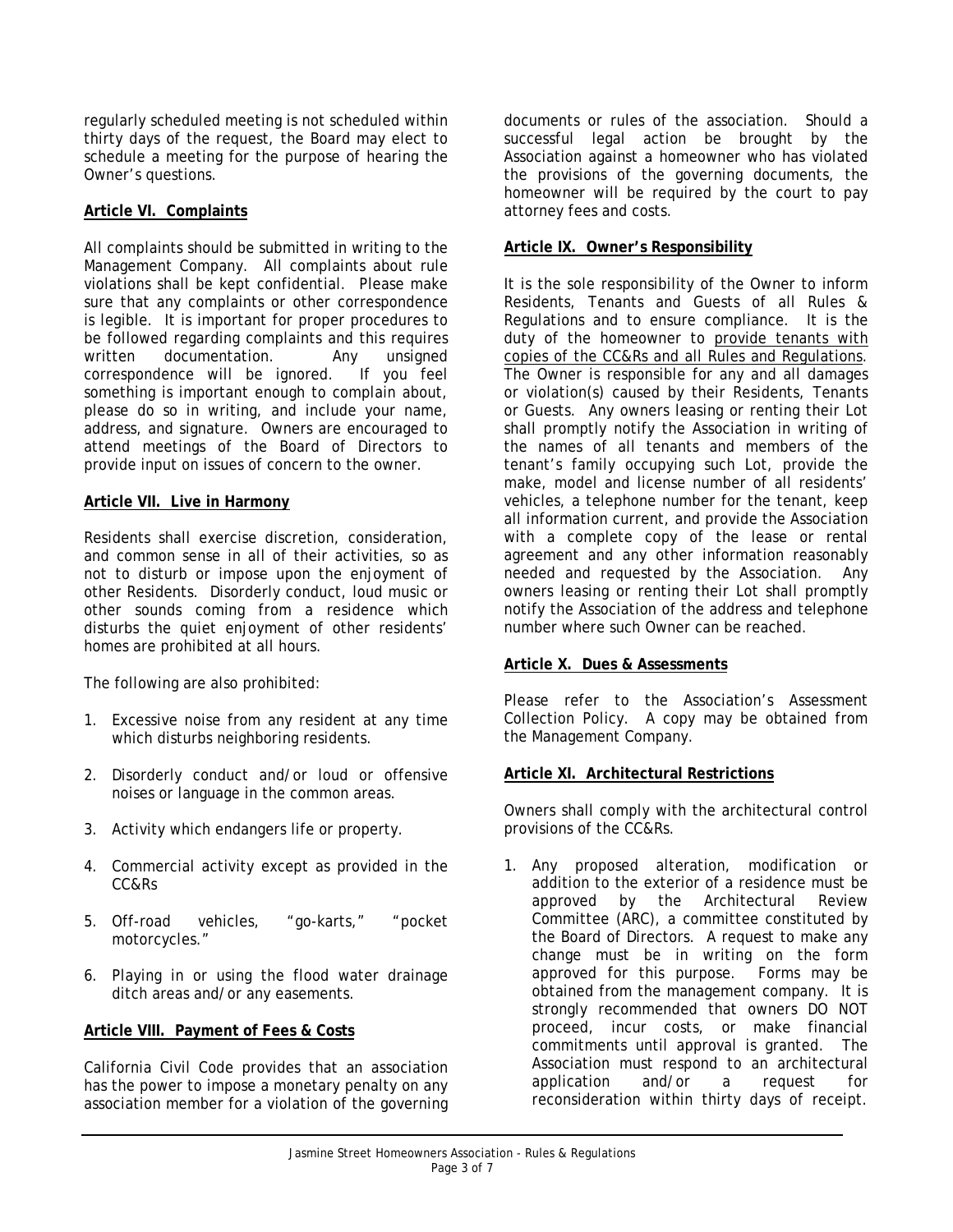regularly scheduled meeting is not scheduled within thirty days of the request, the Board may elect to schedule a meeting for the purpose of hearing the Owner's questions.

**Article VI. Complaints**

All complaints should be submitted in writing to the Management Company. All complaints about rule violations shall be kept confidential. Please make sure that any complaints or other correspondence is legible. It is important for proper procedures to be followed regarding complaints and this requires written documentation. Any unsigned correspondence will be ignored. If you feel something is important enough to complain about, please do so in writing, and include your name, address, and signature. Owners are encouraged to attend meetings of the Board of Directors to provide input on issues of concern to the owner.

**Article VII. Live in Harmony**

Residents shall exercise discretion, consideration, and common sense in all of their activities, so as not to disturb or impose upon the enjoyment of other Residents. Disorderly conduct, loud music or other sounds coming from a residence which disturbs the quiet enjoyment of other residents' homes are prohibited at all hours.

The following are also prohibited:

1. Excessive noise from any resident at any time which disturbs neighboring residents.
2. Disorderly conduct and/or loud or offensive noises or language in the common areas.
3. Activity which endangers life or property.
4. Commercial activity except as provided in the CC&Rs
5. Off-road vehicles, "go-karts," "pocket motorcycles."
6. Playing in or using the flood water drainage ditch areas and/or any easements.

**Article VIII. Payment of Fees & Costs**

California Civil Code provides that an association has the power to impose a monetary penalty on any association member for a violation of the governing documents or rules of the association. Should a successful legal action be brought by the Association against a homeowner who has violated the provisions of the governing documents, the homeowner will be required by the court to pay attorney fees and costs.

**Article IX. Owner's Responsibility**

It is the sole responsibility of the Owner to inform Residents, Tenants and Guests of all Rules & Regulations and to ensure compliance. It is the duty of the homeowner to <u>provide tenants with copies of the CC&Rs and all Rules and Regulations</u>. The Owner is responsible for any and all damages or violation(s) caused by their Residents, Tenants or Guests. Any owners leasing or renting their Lot shall promptly notify the Association in writing of the names of all tenants and members of the tenant's family occupying such Lot, provide the make, model and license number of all residents' vehicles, a telephone number for the tenant, keep all information current, and provide the Association with a complete copy of the lease or rental agreement and any other information reasonably needed and requested by the Association. Any owners leasing or renting their Lot shall promptly notify the Association of the address and telephone number where such Owner can be reached.

**Article X. Dues & Assessments**

Please refer to the Association's Assessment Collection Policy. A copy may be obtained from the Management Company.

**Article XI. Architectural Restrictions**

Owners shall comply with the architectural control provisions of the CC&Rs.

1. Any proposed alteration, modification or addition to the exterior of a residence must be approved by the Architectural Review Committee (ARC), a committee constituted by the Board of Directors. A request to make any change must be in writing on the form approved for this purpose. Forms may be obtained from the management company. It is strongly recommended that owners DO NOT proceed, incur costs, or make financial commitments until approval is granted. The Association must respond to an architectural application and/or a request for reconsideration within thirty days of receipt.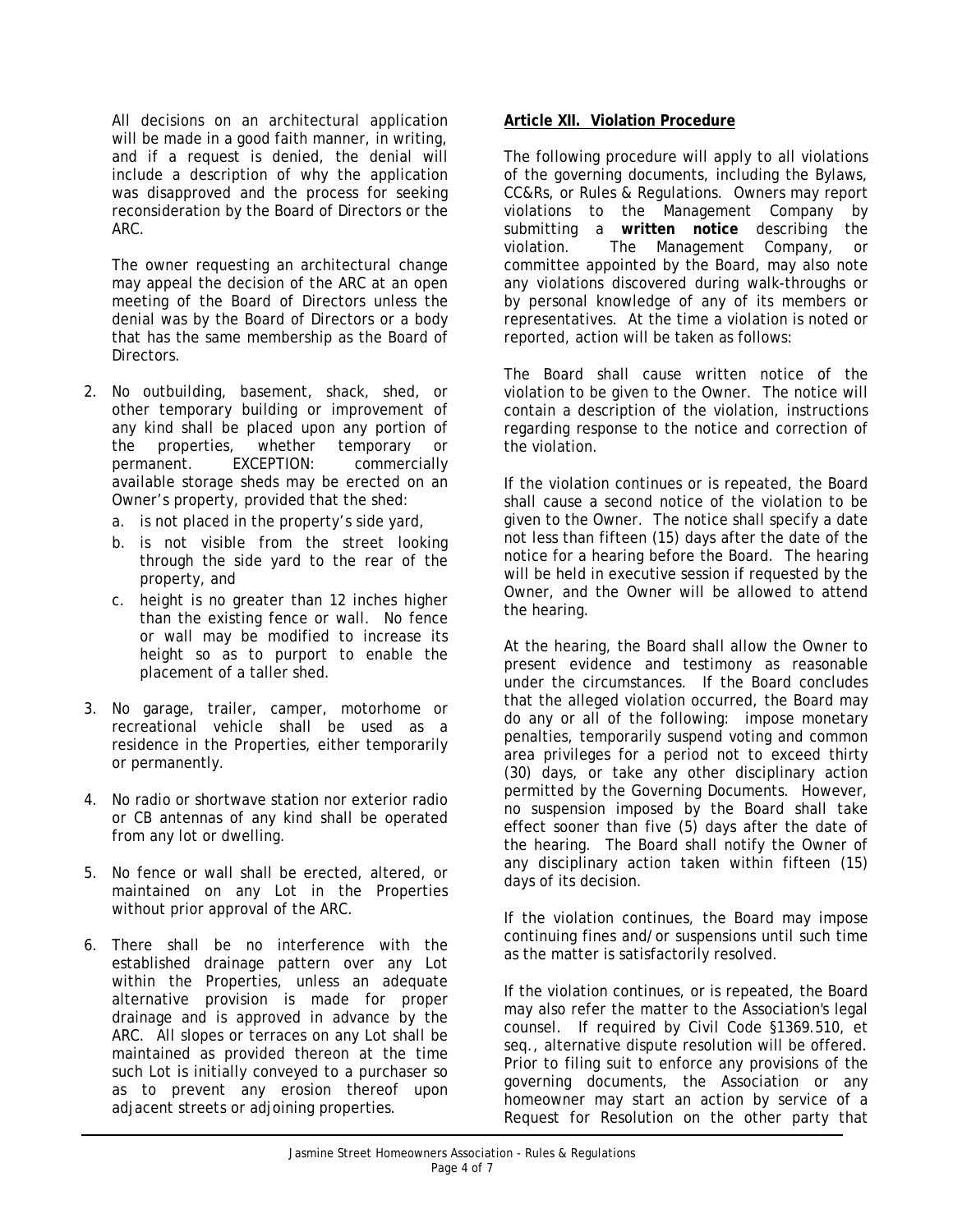All decisions on an architectural application will be made in a good faith manner, in writing, and if a request is denied, the denial will include a description of why the application was disapproved and the process for seeking reconsideration by the Board of Directors or the ARC.

The owner requesting an architectural change may appeal the decision of the ARC at an open meeting of the Board of Directors unless the denial was by the Board of Directors or a body that has the same membership as the Board of Directors.

2. No outbuilding, basement, shack, shed, or other temporary building or improvement of any kind shall be placed upon any portion of the properties, whether temporary or permanent. EXCEPTION: commercially available storage sheds may be erected on an Owner's property, provided that the shed:
   a. is not placed in the property's side yard,
   b. is not visible from the street looking through the side yard to the rear of the property, and
   c. height is no greater than 12 inches higher than the existing fence or wall. No fence or wall may be modified to increase its height so as to purport to enable the placement of a taller shed.

3. No garage, trailer, camper, motorhome or recreational vehicle shall be used as a residence in the Properties, either temporarily or permanently.

4. No radio or shortwave station nor exterior radio or CB antennas of any kind shall be operated from any lot or dwelling.

5. No fence or wall shall be erected, altered, or maintained on any Lot in the Properties without prior approval of the ARC.

6. There shall be no interference with the established drainage pattern over any Lot within the Properties, unless an adequate alternative provision is made for proper drainage and is approved in advance by the ARC. All slopes or terraces on any Lot shall be maintained as provided thereon at the time such Lot is initially conveyed to a purchaser so as to prevent any erosion thereof upon adjacent streets or adjoining properties.

## Article XII. Violation Procedure

The following procedure will apply to all violations of the governing documents, including the Bylaws, CC&Rs, or Rules & Regulations. Owners may report violations to the Management Company by submitting a **written notice** describing the violation. The Management Company, or committee appointed by the Board, may also note any violations discovered during walk-throughs or by personal knowledge of any of its members or representatives. At the time a violation is noted or reported, action will be taken as follows:

The Board shall cause written notice of the violation to be given to the Owner. The notice will contain a description of the violation, instructions regarding response to the notice and correction of the violation.

If the violation continues or is repeated, the Board shall cause a second notice of the violation to be given to the Owner. The notice shall specify a date not less than fifteen (15) days after the date of the notice for a hearing before the Board. The hearing will be held in executive session if requested by the Owner, and the Owner will be allowed to attend the hearing.

At the hearing, the Board shall allow the Owner to present evidence and testimony as reasonable under the circumstances. If the Board concludes that the alleged violation occurred, the Board may do any or all of the following: impose monetary penalties, temporarily suspend voting and common area privileges for a period not to exceed thirty (30) days, or take any other disciplinary action permitted by the Governing Documents. However, no suspension imposed by the Board shall take effect sooner than five (5) days after the date of the hearing. The Board shall notify the Owner of any disciplinary action taken within fifteen (15) days of its decision.

If the violation continues, the Board may impose continuing fines and/or suspensions until such time as the matter is satisfactorily resolved.

If the violation continues, or is repeated, the Board may also refer the matter to the Association's legal counsel. If required by Civil Code §1369.510, et seq., alternative dispute resolution will be offered. Prior to filing suit to enforce any provisions of the governing documents, the Association or any homeowner may start an action by service of a Request for Resolution on the other party that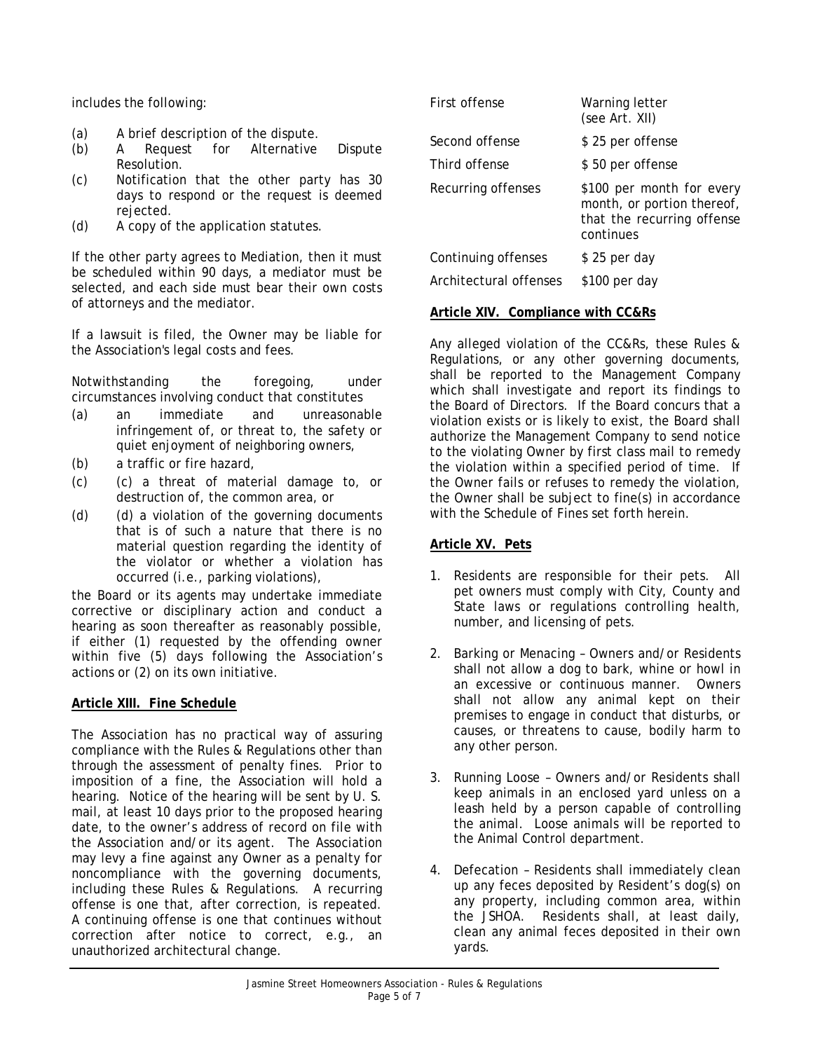includes the following:

(a) A brief description of the dispute.
(b) A Request for Alternative Dispute Resolution.
(c) Notification that the other party has 30 days to respond or the request is deemed rejected.
(d) A copy of the application statutes.

If the other party agrees to Mediation, then it must be scheduled within 90 days, a mediator must be selected, and each side must bear their own costs of attorneys and the mediator.

If a lawsuit is filed, the Owner may be liable for the Association's legal costs and fees.

Notwithstanding the foregoing, under circumstances involving conduct that constitutes

(a) an immediate and unreasonable infringement of, or threat to, the safety or quiet enjoyment of neighboring owners,
(b) a traffic or fire hazard,
(c) (c) a threat of material damage to, or destruction of, the common area, or
(d) (d) a violation of the governing documents that is of such a nature that there is no material question regarding the identity of the violator or whether a violation has occurred (i.e., parking violations),

the Board or its agents may undertake immediate corrective or disciplinary action and conduct a hearing as soon thereafter as reasonably possible, if either (1) requested by the offending owner within five (5) days following the Association's actions or (2) on its own initiative.

**Article XIII. Fine Schedule**

The Association has no practical way of assuring compliance with the Rules & Regulations other than through the assessment of penalty fines. Prior to imposition of a fine, the Association will hold a hearing. Notice of the hearing will be sent by U. S. mail, at least 10 days prior to the proposed hearing date, to the owner's address of record on file with the Association and/or its agent. The Association may levy a fine against any Owner as a penalty for noncompliance with the governing documents, including these Rules & Regulations. A recurring offense is one that, after correction, is repeated. A continuing offense is one that continues without correction after notice to correct, e.g., an unauthorized architectural change.

| | |
|---|---|
| First offense | Warning letter (see Art. XII) |
| Second offense | $ 25 per offense |
| Third offense | $ 50 per offense |
| Recurring offenses | $100 per month for every month, or portion thereof, that the recurring offense continues |
| Continuing offenses | $ 25 per day |
| Architectural offenses | $100 per day |

**Article XIV. Compliance with CC&Rs**

Any alleged violation of the CC&Rs, these Rules & Regulations, or any other governing documents, shall be reported to the Management Company which shall investigate and report its findings to the Board of Directors. If the Board concurs that a violation exists or is likely to exist, the Board shall authorize the Management Company to send notice to the violating Owner by first class mail to remedy the violation within a specified period of time. If the Owner fails or refuses to remedy the violation, the Owner shall be subject to fine(s) in accordance with the Schedule of Fines set forth herein.

**Article XV. Pets**

1. Residents are responsible for their pets. All pet owners must comply with City, County and State laws or regulations controlling health, number, and licensing of pets.

2. Barking or Menacing – Owners and/or Residents shall not allow a dog to bark, whine or howl in an excessive or continuous manner. Owners shall not allow any animal kept on their premises to engage in conduct that disturbs, or causes, or threatens to cause, bodily harm to any other person.

3. Running Loose – Owners and/or Residents shall keep animals in an enclosed yard unless on a leash held by a person capable of controlling the animal. Loose animals will be reported to the Animal Control department.

4. Defecation – Residents shall immediately clean up any feces deposited by Resident's dog(s) on any property, including common area, within the JSHOA. Residents shall, at least daily, clean any animal feces deposited in their own yards.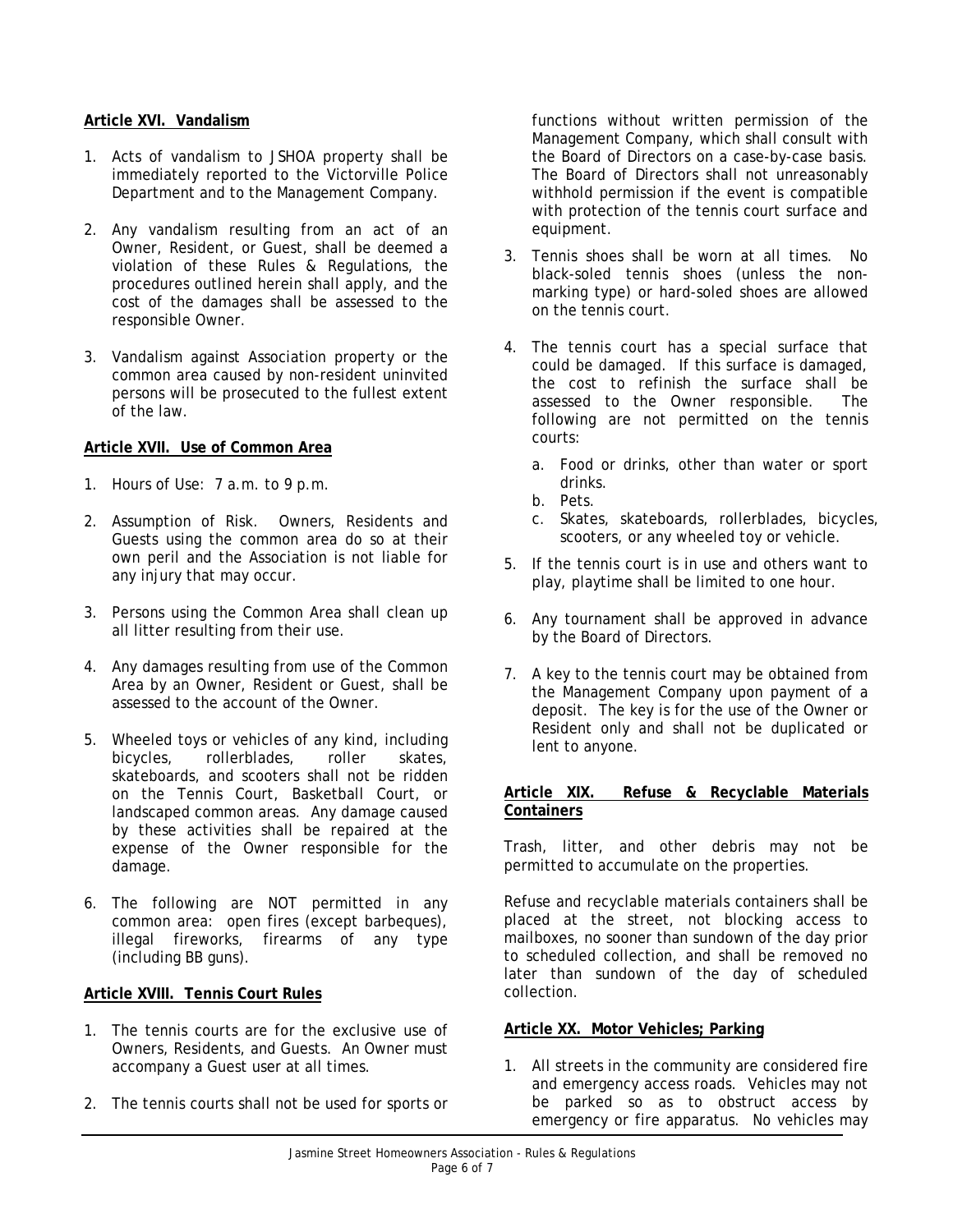**Article XVI. Vandalism**

1. Acts of vandalism to JSHOA property shall be immediately reported to the Victorville Police Department and to the Management Company.

2. Any vandalism resulting from an act of an Owner, Resident, or Guest, shall be deemed a violation of these Rules & Regulations, the procedures outlined herein shall apply, and the cost of the damages shall be assessed to the responsible Owner.

3. Vandalism against Association property or the common area caused by non-resident uninvited persons will be prosecuted to the fullest extent of the law.

**Article XVII. Use of Common Area**

1. Hours of Use: 7 a.m. to 9 p.m.

2. Assumption of Risk. Owners, Residents and Guests using the common area do so at their own peril and the Association is not liable for any injury that may occur.

3. Persons using the Common Area shall clean up all litter resulting from their use.

4. Any damages resulting from use of the Common Area by an Owner, Resident or Guest, shall be assessed to the account of the Owner.

5. Wheeled toys or vehicles of any kind, including bicycles, rollerblades, roller skates, skateboards, and scooters shall not be ridden on the Tennis Court, Basketball Court, or landscaped common areas. Any damage caused by these activities shall be repaired at the expense of the Owner responsible for the damage.

6. The following are NOT permitted in any common area: open fires (except barbeques), illegal fireworks, firearms of any type (including BB guns).

**Article XVIII. Tennis Court Rules**

1. The tennis courts are for the exclusive use of Owners, Residents, and Guests. An Owner must accompany a Guest user at all times.

2. The tennis courts shall not be used for sports or functions without written permission of the Management Company, which shall consult with the Board of Directors on a case-by-case basis. The Board of Directors shall not unreasonably withhold permission if the event is compatible with protection of the tennis court surface and equipment.

3. Tennis shoes shall be worn at all times. No black-soled tennis shoes (unless the non-marking type) or hard-soled shoes are allowed on the tennis court.

4. The tennis court has a special surface that could be damaged. If this surface is damaged, the cost to refinish the surface shall be assessed to the Owner responsible. The following are not permitted on the tennis courts:
   a. Food or drinks, other than water or sport drinks.
   b. Pets.
   c. Skates, skateboards, rollerblades, bicycles, scooters, or any wheeled toy or vehicle.

5. If the tennis court is in use and others want to play, playtime shall be limited to one hour.

6. Any tournament shall be approved in advance by the Board of Directors.

7. A key to the tennis court may be obtained from the Management Company upon payment of a deposit. The key is for the use of the Owner or Resident only and shall not be duplicated or lent to anyone.

**Article XIX. Refuse & Recyclable Materials Containers**

Trash, litter, and other debris may not be permitted to accumulate on the properties.

Refuse and recyclable materials containers shall be placed at the street, not blocking access to mailboxes, no sooner than sundown of the day prior to scheduled collection, and shall be removed no later than sundown of the day of scheduled collection.

**Article XX. Motor Vehicles; Parking**

1. All streets in the community are considered fire and emergency access roads. Vehicles may not be parked so as to obstruct access by emergency or fire apparatus. No vehicles may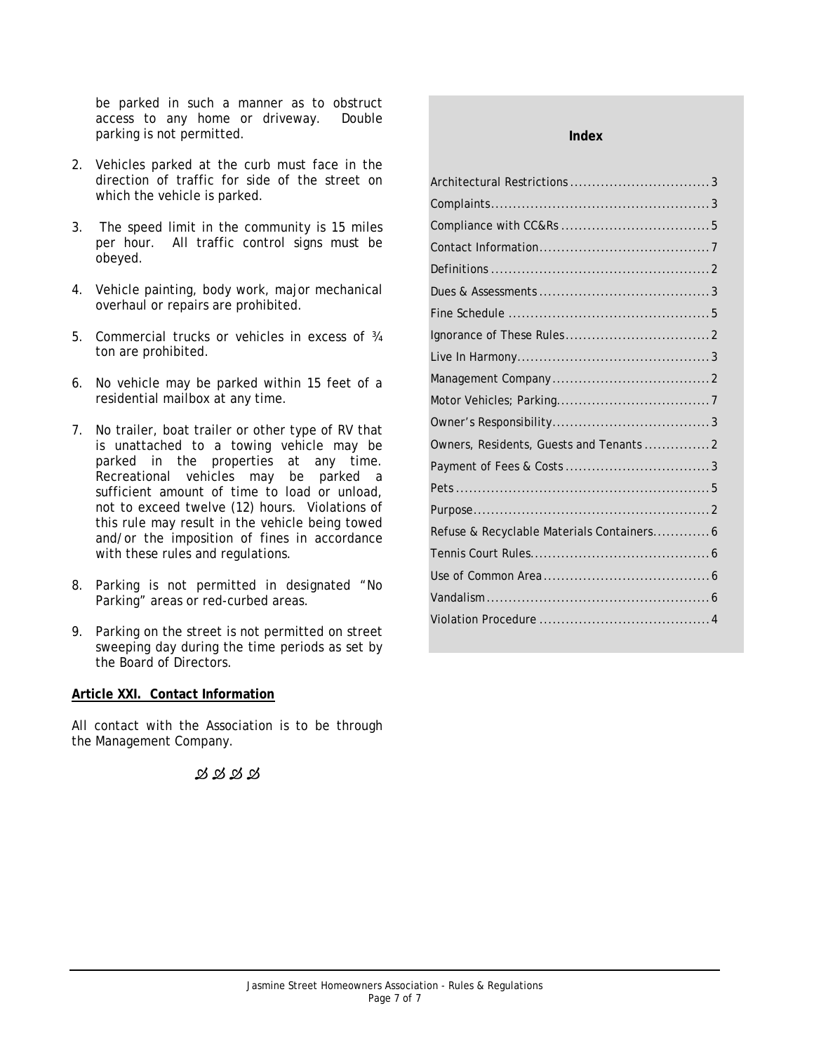be parked in such a manner as to obstruct access to any home or driveway. Double parking is not permitted.

2. Vehicles parked at the curb must face in the direction of traffic for side of the street on which the vehicle is parked.

3. The speed limit in the community is 15 miles per hour. All traffic control signs must be obeyed.

4. Vehicle painting, body work, major mechanical overhaul or repairs are prohibited.

5. Commercial trucks or vehicles in excess of ¾ ton are prohibited.

6. No vehicle may be parked within 15 feet of a residential mailbox at any time.

7. No trailer, boat trailer or other type of RV that is unattached to a towing vehicle may be parked in the properties at any time. Recreational vehicles may be parked a sufficient amount of time to load or unload, not to exceed twelve (12) hours. Violations of this rule may result in the vehicle being towed and/or the imposition of fines in accordance with these rules and regulations.

8. Parking is not permitted in designated "No Parking" areas or red-curbed areas.

9. Parking on the street is not permitted on street sweeping day during the time periods as set by the Board of Directors.

**Article XXI. Contact Information**

All contact with the Association is to be through the Management Company.

✍ ✍ ✍ ✍

**Index**

Architectural Restrictions ................................ 3
Complaints ................................................. 3
Compliance with CC&Rs ................................. 5
Contact Information ...................................... 7
Definitions ................................................. 2
Dues & Assessments ...................................... 3
Fine Schedule ............................................. 5
Ignorance of These Rules ................................. 2
Live In Harmony ........................................... 3
Management Company .................................... 2
Motor Vehicles; Parking .................................. 7
Owner's Responsibility .................................... 3
Owners, Residents, Guests and Tenants ............... 2
Payment of Fees & Costs ................................. 3
Pets .......................................................... 5
Purpose ...................................................... 2
Refuse & Recyclable Materials Containers ............ 6
Tennis Court Rules ......................................... 6
Use of Common Area ...................................... 6
Vandalism ................................................... 6
Violation Procedure ....................................... 4